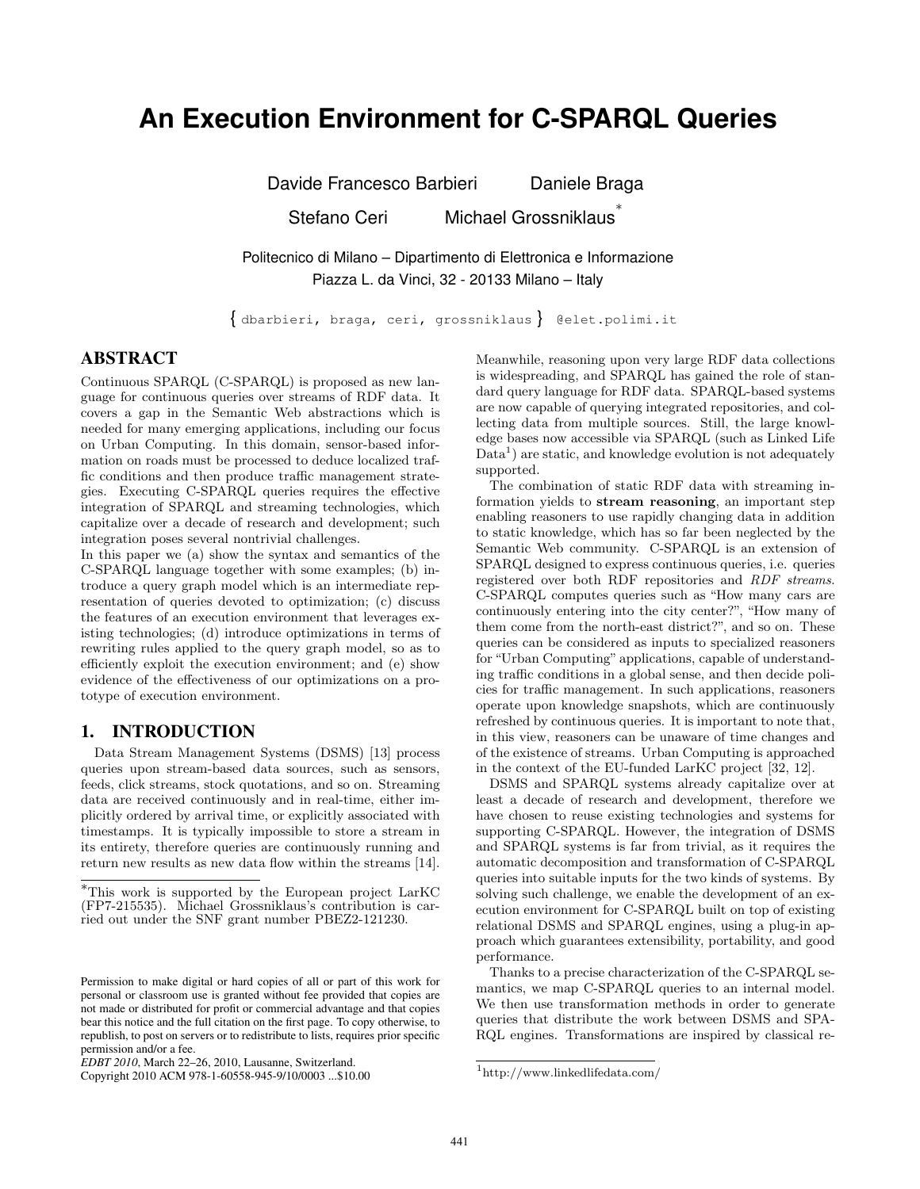# An Execution Environment for C-SPARQL Queries

Davide Francesco Barbieri Daniele Braga
Stefano Ceri Michael Grossniklaus*

Politecnico di Milano – Dipartimento di Elettronica e Informazione
Piazza L. da Vinci, 32 - 20133 Milano – Italy

{ dbarbieri, braga, ceri, grossniklaus } @elet.polimi.it

## ABSTRACT

Continuous SPARQL (C-SPARQL) is proposed as new language for continuous queries over streams of RDF data. It covers a gap in the Semantic Web abstractions which is needed for many emerging applications, including our focus on Urban Computing. In this domain, sensor-based information on roads must be processed to deduce localized traffic conditions and then produce traffic management strategies. Executing C-SPARQL queries requires the effective integration of SPARQL and streaming technologies, which capitalize over a decade of research and development; such integration poses several nontrivial challenges.

In this paper we (a) show the syntax and semantics of the C-SPARQL language together with some examples; (b) introduce a query graph model which is an intermediate representation of queries devoted to optimization; (c) discuss the features of an execution environment that leverages existing technologies; (d) introduce optimizations in terms of rewriting rules applied to the query graph model, so as to efficiently exploit the execution environment; and (e) show evidence of the effectiveness of our optimizations on a prototype of execution environment.

## 1. INTRODUCTION

Data Stream Management Systems (DSMS) [13] process queries upon stream-based data sources, such as sensors, feeds, click streams, stock quotations, and so on. Streaming data are received continuously and in real-time, either implicitly ordered by arrival time, or explicitly associated with timestamps. It is typically impossible to store a stream in its entirety, therefore queries are continuously running and return new results as new data flow within the streams [14].

Meanwhile, reasoning upon very large RDF data collections is widespreading, and SPARQL has gained the role of standard query language for RDF data. SPARQL-based systems are now capable of querying integrated repositories, and collecting data from multiple sources. Still, the large knowledge bases now accessible via SPARQL (such as Linked Life Data[1]) are static, and knowledge evolution is not adequately supported.

The combination of static RDF data with streaming information yields to **stream reasoning**, an important step enabling reasoners to use rapidly changing data in addition to static knowledge, which has so far been neglected by the Semantic Web community. C-SPARQL is an extension of SPARQL designed to express continuous queries, i.e. queries registered over both RDF repositories and *RDF streams*. C-SPARQL computes queries such as "How many cars are continuously entering into the city center?", "How many of them come from the north-east district?", and so on. These queries can be considered as inputs to specialized reasoners for "Urban Computing" applications, capable of understanding traffic conditions in a global sense, and then decide policies for traffic management. In such applications, reasoners operate upon knowledge snapshots, which are continuously refreshed by continuous queries. It is important to note that, in this view, reasoners can be unaware of time changes and of the existence of streams. Urban Computing is approached in the context of the EU-funded LarKC project [32, 12].

DSMS and SPARQL systems already capitalize over at least a decade of research and development, therefore we have chosen to reuse existing technologies and systems for supporting C-SPARQL. However, the integration of DSMS and SPARQL systems is far from trivial, as it requires the automatic decomposition and transformation of C-SPARQL queries into suitable inputs for the two kinds of systems. By solving such challenge, we enable the development of an execution environment for C-SPARQL built on top of existing relational DSMS and SPARQL engines, using a plug-in approach which guarantees extensibility, portability, and good performance.

Thanks to a precise characterization of the C-SPARQL semantics, we map C-SPARQL queries to an internal model. We then use transformation methods in order to generate queries that distribute the work between DSMS and SPARQL engines. Transformations are inspired by classical re-

*This work is supported by the European project LarKC (FP7-215535). Michael Grossniklaus's contribution is carried out under the SNF grant number PBEZ2-121230.

Permission to make digital or hard copies of all or part of this work for personal or classroom use is granted without fee provided that copies are not made or distributed for profit or commercial advantage and that copies bear this notice and the full citation on the first page. To copy otherwise, to republish, to post on servers or to redistribute to lists, requires prior specific permission and/or a fee.
*EDBT 2010*, March 22–26, 2010, Lausanne, Switzerland.
Copyright 2010 ACM 978-1-60558-945-9/10/0003 ...$10.00

[1] http://www.linkedlifedata.com/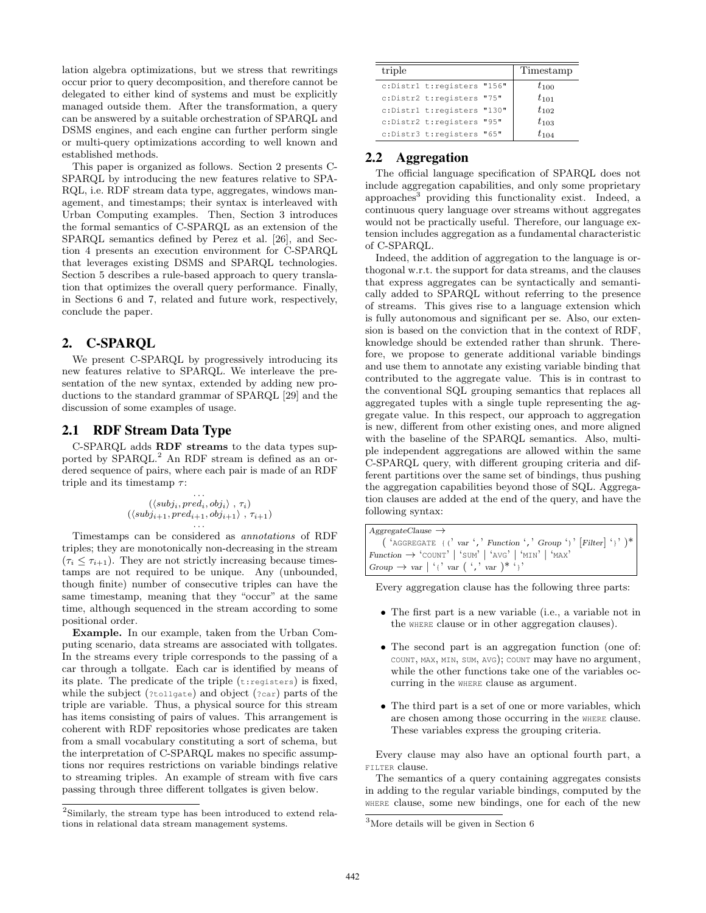lation algebra optimizations, but we stress that rewritings occur prior to query decomposition, and therefore cannot be delegated to either kind of systems and must be explicitly managed outside them. After the transformation, a query can be answered by a suitable orchestration of SPARQL and DSMS engines, and each engine can further perform single or multi-query optimizations according to well known and established methods.

This paper is organized as follows. Section 2 presents C-SPARQL by introducing the new features relative to SPARQL, i.e. RDF stream data type, aggregates, windows management, and timestamps; their syntax is interleaved with Urban Computing examples. Then, Section 3 introduces the formal semantics of C-SPARQL as an extension of the SPARQL semantics defined by Perez et al. [26], and Section 4 presents an execution environment for C-SPARQL that leverages existing DSMS and SPARQL technologies. Section 5 describes a rule-based approach to query translation that optimizes the overall query performance. Finally, in Sections 6 and 7, related and future work, respectively, conclude the paper.

## 2. C-SPARQL

We present C-SPARQL by progressively introducing its new features relative to SPARQL. We interleave the presentation of the new syntax, extended by adding new productions to the standard grammar of SPARQL [29] and the discussion of some examples of usage.

### 2.1 RDF Stream Data Type

C-SPARQL adds **RDF streams** to the data types supported by SPARQL.[2] An RDF stream is defined as an ordered sequence of pairs, where each pair is made of an RDF triple and its timestamp $\tau$:

$$\ldots$$
$$(\langle subj_i, pred_i, obj_i \rangle \ , \tau_i)$$
$$(\langle subj_{i+1}, pred_{i+1}, obj_{i+1} \rangle \ , \tau_{i+1})$$
$$\ldots$$

Timestamps can be considered as *annotations* of RDF triples; they are monotonically non-decreasing in the stream ($\tau_i \leq \tau_{i+1}$). They are not strictly increasing because timestamps are not required to be unique. Any (unbounded, though finite) number of consecutive triples can have the same timestamp, meaning that they "occur" at the same time, although sequenced in the stream according to some positional order.

**Example.** In our example, taken from the Urban Computing scenario, data streams are associated with tollgates. In the streams every triple corresponds to the passing of a car through a tollgate. Each car is identified by means of its plate. The predicate of the triple (`t:registers`) is fixed, while the subject (`?tollgate`) and object (`?car`) parts of the triple are variable. Thus, a physical source for this stream has items consisting of pairs of values. This arrangement is coherent with RDF repositories whose predicates are taken from a small vocabulary constituting a sort of schema, but the interpretation of C-SPARQL makes no specific assumptions nor requires restrictions on variable bindings relative to streaming triples. An example of stream with five cars passing through three different tollgates is given below.

| triple | Timestamp |
|---|---|
| `c:Distr1 t:registers "156"` | $t_{100}$ |
| `c:Distr2 t:registers "75"` | $t_{101}$ |
| `c:Distr1 t:registers "130"` | $t_{102}$ |
| `c:Distr2 t:registers "95"` | $t_{103}$ |
| `c:Distr3 t:registers "65"` | $t_{104}$ |

### 2.2 Aggregation

The official language specification of SPARQL does not include aggregation capabilities, and only some proprietary approaches[3] providing this functionality exist. Indeed, a continuous query language over streams without aggregates would not be practically useful. Therefore, our language extension includes aggregation as a fundamental characteristic of C-SPARQL.

Indeed, the addition of aggregation to the language is orthogonal w.r.t. the support for data streams, and the clauses that express aggregates can be syntactically and semantically added to SPARQL without referring to the presence of streams. This gives rise to a language extension which is fully autonomous and significant per se. Also, our extension is based on the conviction that in the context of RDF, knowledge should be extended rather than shrunk. Therefore, we propose to generate additional variable bindings and use them to annotate any existing variable binding that contributed to the aggregate value. This is in contrast to the conventional SQL grouping semantics that replaces all aggregated tuples with a single tuple representing the aggregate value. In this respect, our approach to aggregation is new, different from other existing ones, and more aligned with the baseline of the SPARQL semantics. Also, multiple independent aggregations are allowed within the same C-SPARQL query, with different grouping criteria and different partitions over the same set of bindings, thus pushing the aggregation capabilities beyond those of SQL. Aggregation clauses are added at the end of the query, and have the following syntax:

```
AggregateClause →
    ( 'AGGREGATE {(' var ',' Function ',' Group ')' [Filter] '}' )*
Function → 'COUNT' | 'SUM' | 'AVG' | 'MIN' | 'MAX'
Group → var | '{' var ( ',' var )* '}'
```

Every aggregation clause has the following three parts:

- The first part is a new variable (i.e., a variable not in the `WHERE` clause or in other aggregation clauses).
- The second part is an aggregation function (one of: `COUNT`, `MAX`, `MIN`, `SUM`, `AVG`); `COUNT` may have no argument, while the other functions take one of the variables occurring in the `WHERE` clause as argument.
- The third part is a set of one or more variables, which are chosen among those occurring in the `WHERE` clause. These variables express the grouping criteria.

Every clause may also have an optional fourth part, a `FILTER` clause.

The semantics of a query containing aggregates consists in adding to the regular variable bindings, computed by the `WHERE` clause, some new bindings, one for each of the new

[2] Similarly, the stream type has been introduced to extend relations in relational data stream management systems.

[3] More details will be given in Section 6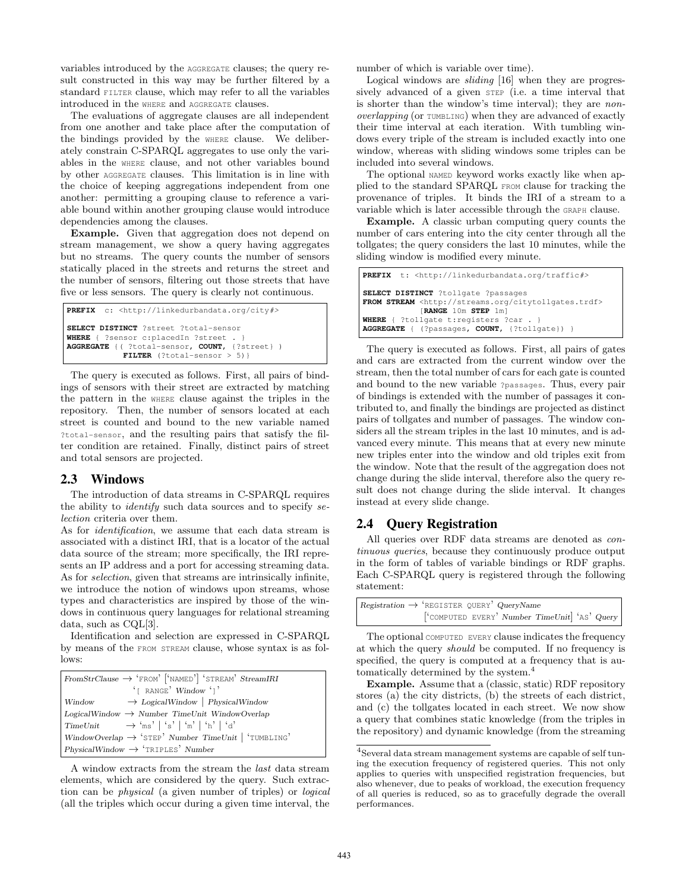variables introduced by the AGGREGATE clauses; the query result constructed in this way may be further filtered by a standard FILTER clause, which may refer to all the variables introduced in the WHERE and AGGREGATE clauses.

The evaluations of aggregate clauses are all independent from one another and take place after the computation of the bindings provided by the WHERE clause. We deliberately constrain C-SPARQL aggregates to use only the variables in the WHERE clause, and not other variables bound by other AGGREGATE clauses. This limitation is in line with the choice of keeping aggregations independent from one another: permitting a grouping clause to reference a variable bound within another grouping clause would introduce dependencies among the clauses.

**Example.** Given that aggregation does not depend on stream management, we show a query having aggregates but no streams. The query counts the number of sensors statically placed in the streets and returns the street and the number of sensors, filtering out those streets that have five or less sensors. The query is clearly not continuous.

```
PREFIX  c: <http://linkedurbandata.org/city#>

SELECT DISTINCT ?street ?total-sensor
WHERE { ?sensor c:placedIn ?street . }
AGGREGATE {( ?total-sensor, COUNT, {?street} )
            FILTER (?total-sensor > 5)}
```

The query is executed as follows. First, all pairs of bindings of sensors with their street are extracted by matching the pattern in the WHERE clause against the triples in the repository. Then, the number of sensors located at each street is counted and bound to the new variable named ?total-sensor, and the resulting pairs that satisfy the filter condition are retained. Finally, distinct pairs of street and total sensors are projected.

## 2.3 Windows

The introduction of data streams in C-SPARQL requires the ability to *identify* such data sources and to specify *selection* criteria over them.

As for *identification*, we assume that each data stream is associated with a distinct IRI, that is a locator of the actual data source of the stream; more specifically, the IRI represents an IP address and a port for accessing streaming data. As for *selection*, given that streams are intrinsically infinite, we introduce the notion of windows upon streams, whose types and characteristics are inspired by those of the windows in continuous query languages for relational streaming data, such as CQL[3].

Identification and selection are expressed in C-SPARQL by means of the FROM STREAM clause, whose syntax is as follows:

```
FromStrClause  → 'FROM' ['NAMED'] 'STREAM' StreamIRI
                 '[ RANGE' Window ']'
Window         → LogicalWindow | PhysicalWindow
LogicalWindow  → Number TimeUnit WindowOverlap
TimeUnit       → 'ms' | 's' | 'm' | 'h' | 'd'
WindowOverlap  → 'STEP' Number TimeUnit | 'TUMBLING'
PhysicalWindow → 'TRIPLES' Number
```

A window extracts from the stream the *last* data stream elements, which are considered by the query. Such extraction can be *physical* (a given number of triples) or *logical* (all the triples which occur during a given time interval, the number of which is variable over time).

Logical windows are *sliding* [16] when they are progressively advanced of a given STEP (i.e. a time interval that is shorter than the window's time interval); they are *non-overlapping* (or TUMBLING) when they are advanced of exactly their time interval at each iteration. With tumbling windows every triple of the stream is included exactly into one window, whereas with sliding windows some triples can be included into several windows.

The optional NAMED keyword works exactly like when applied to the standard SPARQL FROM clause for tracking the provenance of triples. It binds the IRI of a stream to a variable which is later accessible through the GRAPH clause.

**Example.** A classic urban computing query counts the number of cars entering into the city center through all the tollgates; the query considers the last 10 minutes, while the sliding window is modified every minute.

```
PREFIX  t: <http://linkedurbandata.org/traffic#>

SELECT DISTINCT ?tollgate ?passages
FROM STREAM <http://streams.org/citytollgates.trdf>
            [RANGE 10m STEP 1m]
WHERE { ?tollgate t:registers ?car . }
AGGREGATE { (?passages, COUNT, {?tollgate}) }
```

The query is executed as follows. First, all pairs of gates and cars are extracted from the current window over the stream, then the total number of cars for each gate is counted and bound to the new variable ?passages. Thus, every pair of bindings is extended with the number of passages it contributed to, and finally the bindings are projected as distinct pairs of tollgates and number of passages. The window considers all the stream triples in the last 10 minutes, and is advanced every minute. This means that at every new minute new triples enter into the window and old triples exit from the window. Note that the result of the aggregation does not change during the slide interval, therefore also the query result does not change during the slide interval. It changes instead at every slide change.

## 2.4 Query Registration

All queries over RDF data streams are denoted as *continuous queries*, because they continuously produce output in the form of tables of variable bindings or RDF graphs. Each C-SPARQL query is registered through the following statement:

```
Registration → 'REGISTER QUERY' QueryName
               ['COMPUTED EVERY' Number TimeUnit] 'AS' Query
```

The optional COMPUTED EVERY clause indicates the frequency at which the query *should* be computed. If no frequency is specified, the query is computed at a frequency that is automatically determined by the system.[4]

**Example.** Assume that a (classic, static) RDF repository stores (a) the city districts, (b) the streets of each district, and (c) the tollgates located in each street. We now show a query that combines static knowledge (from the triples in the repository) and dynamic knowledge (from the streaming

[4]Several data stream management systems are capable of self tuning the execution frequency of registered queries. This not only applies to queries with unspecified registration frequencies, but also whenever, due to peaks of workload, the execution frequency of all queries is reduced, so as to gracefully degrade the overall performances.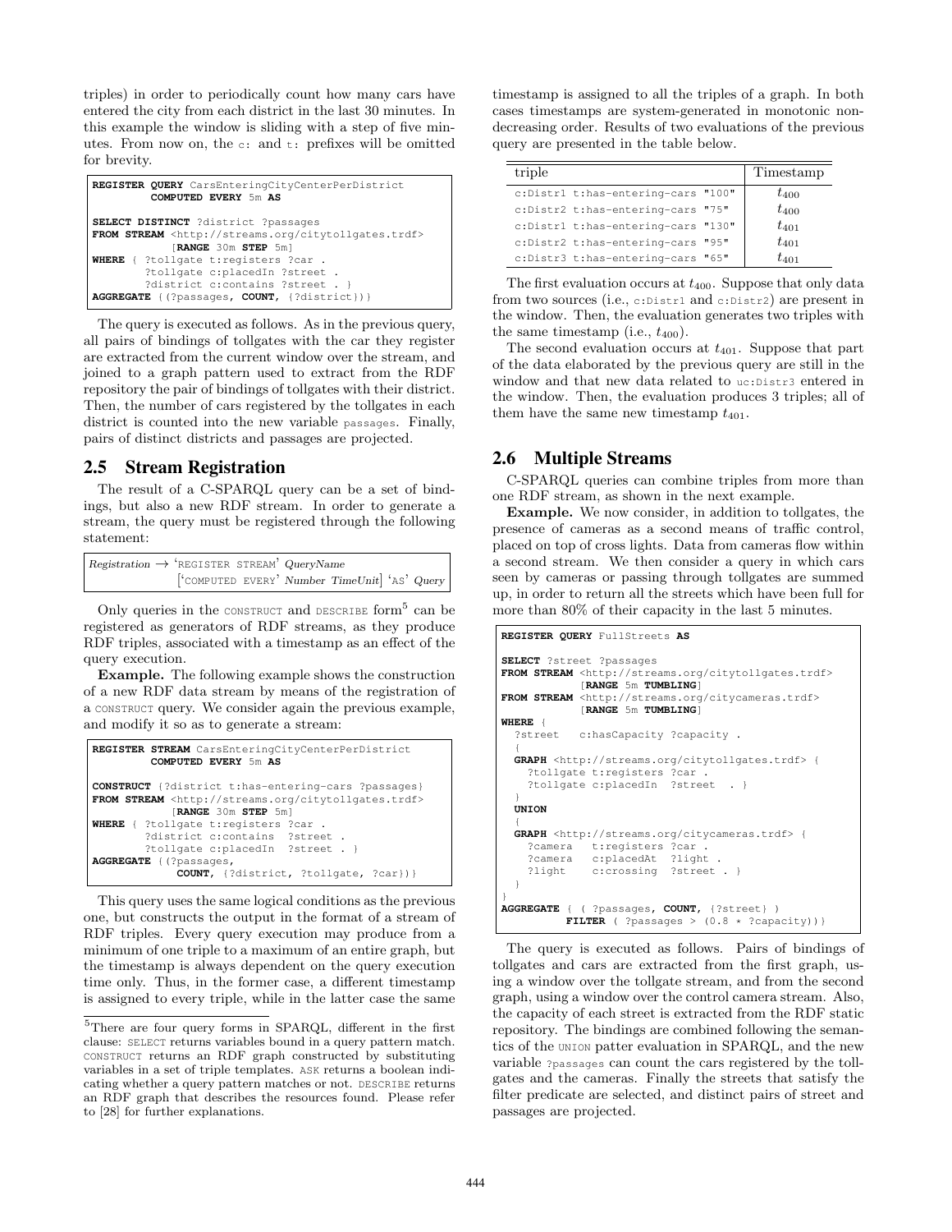triples) in order to periodically count how many cars have entered the city from each district in the last 30 minutes. In this example the window is sliding with a step of five minutes. From now on, the `c:` and `t:` prefixes will be omitted for brevity.

```
REGISTER QUERY CarsEnteringCityCenterPerDistrict
         COMPUTED EVERY 5m AS

SELECT DISTINCT ?district ?passages
FROM STREAM <http://streams.org/citytollgates.trdf>
            [RANGE 30m STEP 5m]
WHERE { ?tollgate t:registers ?car .
        ?tollgate c:placedIn ?street .
        ?district c:contains ?street . }
AGGREGATE {(?passages, COUNT, {?district})}
```

The query is executed as follows. As in the previous query, all pairs of bindings of tollgates with the car they register are extracted from the current window over the stream, and joined to a graph pattern used to extract from the RDF repository the pair of bindings of tollgates with their district. Then, the number of cars registered by the tollgates in each district is counted into the new variable `passages`. Finally, pairs of distinct districts and passages are projected.

## 2.5 Stream Registration

The result of a C-SPARQL query can be a set of bindings, but also a new RDF stream. In order to generate a stream, the query must be registered through the following statement:

```
Registration → 'REGISTER STREAM' QueryName
               ['COMPUTED EVERY' Number TimeUnit] 'AS' Query
```

Only queries in the CONSTRUCT and DESCRIBE form[5] can be registered as generators of RDF streams, as they produce RDF triples, associated with a timestamp as an effect of the query execution.

**Example.** The following example shows the construction of a new RDF data stream by means of the registration of a CONSTRUCT query. We consider again the previous example, and modify it so as to generate a stream:

```
REGISTER STREAM CarsEnteringCityCenterPerDistrict
         COMPUTED EVERY 5m AS

CONSTRUCT {?district t:has-entering-cars ?passages}
FROM STREAM <http://streams.org/citytollgates.trdf>
            [RANGE 30m STEP 5m]
WHERE { ?tollgate t:registers ?car .
        ?district c:contains ?street .
        ?tollgate c:placedIn ?street . }
AGGREGATE {(?passages,
            COUNT, {?district, ?tollgate, ?car})}
```

This query uses the same logical conditions as the previous one, but constructs the output in the format of a stream of RDF triples. Every query execution may produce from a minimum of one triple to a maximum of an entire graph, but the timestamp is always dependent on the query execution time only. Thus, in the former case, a different timestamp is assigned to every triple, while in the latter case the same timestamp is assigned to all the triples of a graph. In both cases timestamps are system-generated in monotonic non-decreasing order. Results of two evaluations of the previous query are presented in the table below.

| triple | Timestamp |
|---|---|
| `c:Distr1 t:has-entering-cars "100"` | $t_{400}$ |
| `c:Distr2 t:has-entering-cars "75"` | $t_{400}$ |
| `c:Distr1 t:has-entering-cars "130"` | $t_{401}$ |
| `c:Distr2 t:has-entering-cars "95"` | $t_{401}$ |
| `c:Distr3 t:has-entering-cars "65"` | $t_{401}$ |

The first evaluation occurs at $t_{400}$. Suppose that only data from two sources (i.e., `c:Distr1` and `c:Distr2`) are present in the window. Then, the evaluation generates two triples with the same timestamp (i.e., $t_{400}$).

The second evaluation occurs at $t_{401}$. Suppose that part of the data elaborated by the previous query are still in the window and that new data related to `uc:Distr3` entered in the window. Then, the evaluation produces 3 triples; all of them have the same new timestamp $t_{401}$.

## 2.6 Multiple Streams

C-SPARQL queries can combine triples from more than one RDF stream, as shown in the next example.

**Example.** We now consider, in addition to tollgates, the presence of cameras as a second means of traffic control, placed on top of cross lights. Data from cameras flow within a second stream. We then consider a query in which cars seen by cameras or passing through tollgates are summed up, in order to return all the streets which have been full for more than 80% of their capacity in the last 5 minutes.

```
REGISTER QUERY FullStreets AS

SELECT ?street ?passages
FROM STREAM <http://streams.org/citytollgates.trdf>
            [RANGE 5m TUMBLING]
FROM STREAM <http://streams.org/citycameras.trdf>
            [RANGE 5m TUMBLING]
WHERE {
  ?street   c:hasCapacity ?capacity .
  {
  GRAPH <http://streams.org/citytollgates.trdf> {
    ?tollgate t:registers ?car .
    ?tollgate c:placedIn  ?street  . }
  }
  UNION
  {
  GRAPH <http://streams.org/citycameras.trdf> {
    ?camera   t:registers ?car .
    ?camera   c:placedAt  ?light .
    ?light    c:crossing  ?street . }
  }
}
AGGREGATE { ( ?passages, COUNT, {?street} )
          FILTER ( ?passages > (0.8 * ?capacity))}
```

The query is executed as follows. Pairs of bindings of tollgates and cars are extracted from the first graph, using a window over the tollgate stream, and from the second graph, using a window over the control camera stream. Also, the capacity of each street is extracted from the RDF static repository. The bindings are combined following the semantics of the UNION patter evaluation in SPARQL, and the new variable `?passages` can count the cars registered by the tollgates and the cameras. Finally the streets that satisfy the filter predicate are selected, and distinct pairs of street and passages are projected.

[5] There are four query forms in SPARQL, different in the first clause: SELECT returns variables bound in a query pattern match. CONSTRUCT returns an RDF graph constructed by substituting variables in a set of triple templates. ASK returns a boolean indicating whether a query pattern matches or not. DESCRIBE returns an RDF graph that describes the resources found. Please refer to [28] for further explanations.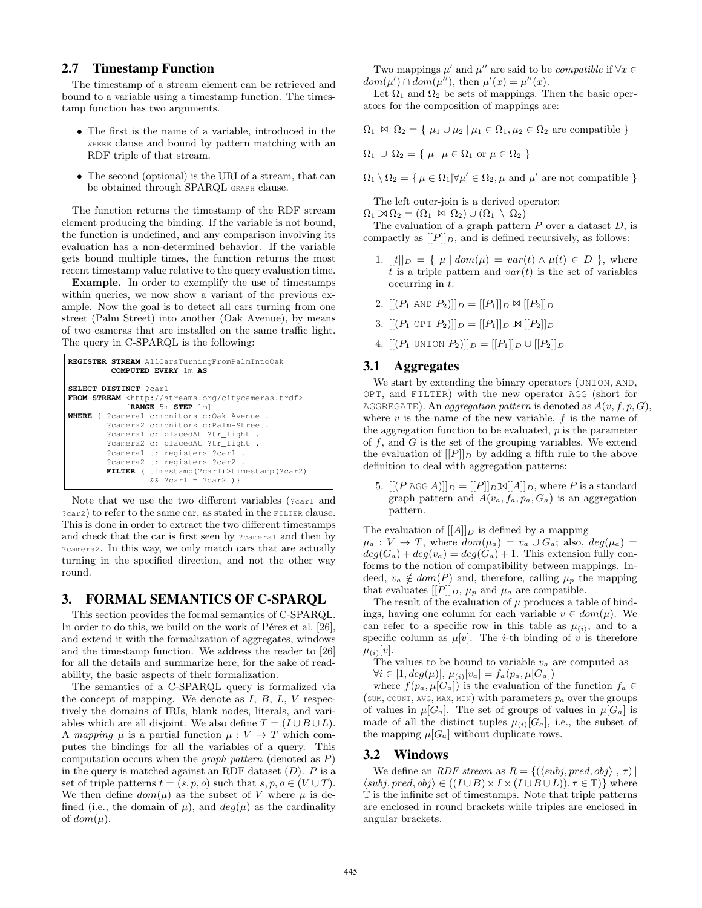## 2.7 Timestamp Function

The timestamp of a stream element can be retrieved and bound to a variable using a timestamp function. The timestamp function has two arguments.

- The first is the name of a variable, introduced in the WHERE clause and bound by pattern matching with an RDF triple of that stream.
- The second (optional) is the URI of a stream, that can be obtained through SPARQL GRAPH clause.

The function returns the timestamp of the RDF stream element producing the binding. If the variable is not bound, the function is undefined, and any comparison involving its evaluation has a non-determined behavior. If the variable gets bound multiple times, the function returns the most recent timestamp value relative to the query evaluation time.

**Example.** In order to exemplify the use of timestamps within queries, we now show a variant of the previous example. Now the goal is to detect all cars turning from one street (Palm Street) into another (Oak Avenue), by means of two cameras that are installed on the same traffic light. The query in C-SPARQL is the following:

```
REGISTER STREAM AllCarsTurningFromPalmIntoOak
         COMPUTED EVERY 1m AS

SELECT DISTINCT ?car1
FROM STREAM <http://streams.org/citycameras.trdf>
           [RANGE 5m STEP 1m]
WHERE { ?camera1 c:monitors c:Oak-Avenue .
        ?camera2 c:monitors c:Palm-Street.
        ?camera1 c: placedAt ?tr_light .
        ?camera2 c: placedAt ?tr_light .
        ?camera1 t: registers ?car1 .
        ?camera2 t: registers ?car2 .
        FILTER ( timestamp(?car1)>timestamp(?car2)
                 && ?car1 = ?car2 )}
```

Note that we use the two different variables (?car1 and ?car2) to refer to the same car, as stated in the FILTER clause. This is done in order to extract the two different timestamps and check that the car is first seen by ?camera1 and then by ?camera2. In this way, we only match cars that are actually turning in the specified direction, and not the other way round.

# 3. FORMAL SEMANTICS OF C-SPARQL

This section provides the formal semantics of C-SPARQL. In order to do this, we build on the work of Pérez et al. [26], and extend it with the formalization of aggregates, windows and the timestamp function. We address the reader to [26] for all the details and summarize here, for the sake of readability, the basic aspects of their formalization.

The semantics of a C-SPARQL query is formalized via the concept of mapping. We denote as $I$, $B$, $L$, $V$ respectively the domains of IRIs, blank nodes, literals, and variables which are all disjoint. We also define $T = (I \cup B \cup L)$. A *mapping* $\mu$ is a partial function $\mu : V \to T$ which computes the bindings for all the variables of a query. This computation occurs when the *graph pattern* (denoted as $P$) in the query is matched against an RDF dataset ($D$). $P$ is a set of triple patterns $t = (s, p, o)$ such that $s, p, o \in (V \cup T)$. We then define $dom(\mu)$ as the subset of $V$ where $\mu$ is defined (i.e., the domain of $\mu$), and $deg(\mu)$ as the cardinality of $dom(\mu)$.

Two mappings $\mu'$ and $\mu''$ are said to be *compatible* if $\forall x \in dom(\mu') \cap dom(\mu'')$, then $\mu'(x) = \mu''(x)$.

Let $\Omega_1$ and $\Omega_2$ be sets of mappings. Then the basic operators for the composition of mappings are:

$$\Omega_1 \bowtie \Omega_2 = \{ \mu_1 \cup \mu_2 \mid \mu_1 \in \Omega_1, \mu_2 \in \Omega_2 \text{ are compatible } \}$$

$$\Omega_1 \cup \Omega_2 = \{ \mu \mid \mu \in \Omega_1 \text{ or } \mu \in \Omega_2 \}$$

$$\Omega_1 \setminus \Omega_2 = \{ \mu \in \Omega_1 | \forall \mu' \in \Omega_2, \mu \text{ and } \mu' \text{ are not compatible } \}$$

The left outer-join is a derived operator:
$\Omega_1 ⟕ \Omega_2 = (\Omega_1 \bowtie \Omega_2) \cup (\Omega_1 \setminus \Omega_2)$

The evaluation of a graph pattern $P$ over a dataset $D$, is compactly as $[[P]]_D$, and is defined recursively, as follows:

1. $[[t]]_D = \{ \mu \mid dom(\mu) = var(t) \land \mu(t) \in D \}$, where $t$ is a triple pattern and $var(t)$ is the set of variables occurring in $t$.
2. $[[(P_1 \text{ AND } P_2)]]_D = [[P_1]]_D \bowtie [[P_2]]_D$
3. $[[(P_1 \text{ OPT } P_2)]]_D = [[P_1]]_D ⟕ [[P_2]]_D$
4. $[[(P_1 \text{ UNION } P_2)]]_D = [[P_1]]_D \cup [[P_2]]_D$

## 3.1 Aggregates

We start by extending the binary operators (UNION, AND, OPT, and FILTER) with the new operator AGG (short for AGGREGATE). An *aggregation pattern* is denoted as $A(v, f, p, G)$, where $v$ is the name of the new variable, $f$ is the name of the aggregation function to be evaluated, $p$ is the parameter of $f$, and $G$ is the set of the grouping variables. We extend the evaluation of $[[P]]_D$ by adding a fifth rule to the above definition to deal with aggregation patterns:

5. $[[(P \text{ AGG } A)]]_D = [[P]]_D ⟕ [[A]]_D$, where $P$ is a standard graph pattern and $A(v_a, f_a, p_a, G_a)$ is an aggregation pattern.

The evaluation of $[[A]]_D$ is defined by a mapping $\mu_a : V \to T$, where $dom(\mu_a) = v_a \cup G_a$; also, $deg(\mu_a) = deg(G_a) + deg(v_a) = deg(G_a) + 1$. This extension fully conforms to the notion of compatibility between mappings. Indeed, $v_a \notin dom(P)$ and, therefore, calling $\mu_p$ the mapping that evaluates $[[P]]_D$, $\mu_p$ and $\mu_a$ are compatible.

The result of the evaluation of $\mu$ produces a table of bindings, having one column for each variable $v \in dom(\mu)$. We can refer to a specific row in this table as $\mu_{(i)}$, and to a specific column as $\mu[v]$. The $i$-th binding of $v$ is therefore $\mu_{(i)}[v]$.

The values to be bound to variable $v_a$ are computed as $\forall i \in [1, deg(\mu)],\ \mu_{(i)}[v_a] = f_a(p_a, \mu[G_a])$

where $f(p_a, \mu[G_a])$ is the evaluation of the function $f_a \in$ (SUM, COUNT, AVG, MAX, MIN) with parameters $p_a$ over the groups of values in $\mu[G_a]$. The set of groups of values in $\mu[G_a]$ is made of all the distinct tuples $\mu_{(i)}[G_a]$, i.e., the subset of the mapping $\mu[G_a]$ without duplicate rows.

## 3.2 Windows

We define an *RDF stream* as $R = \{(\langle subj, pred, obj \rangle\ , \tau) \mid \langle subj, pred, obj \rangle \in ((I \cup B) \times I \times (I \cup B \cup L)), \tau \in \mathbb{T})\}$ where $\mathbb{T}$ is the infinite set of timestamps. Note that triple patterns are enclosed in round brackets while triples are enclosed in angular brackets.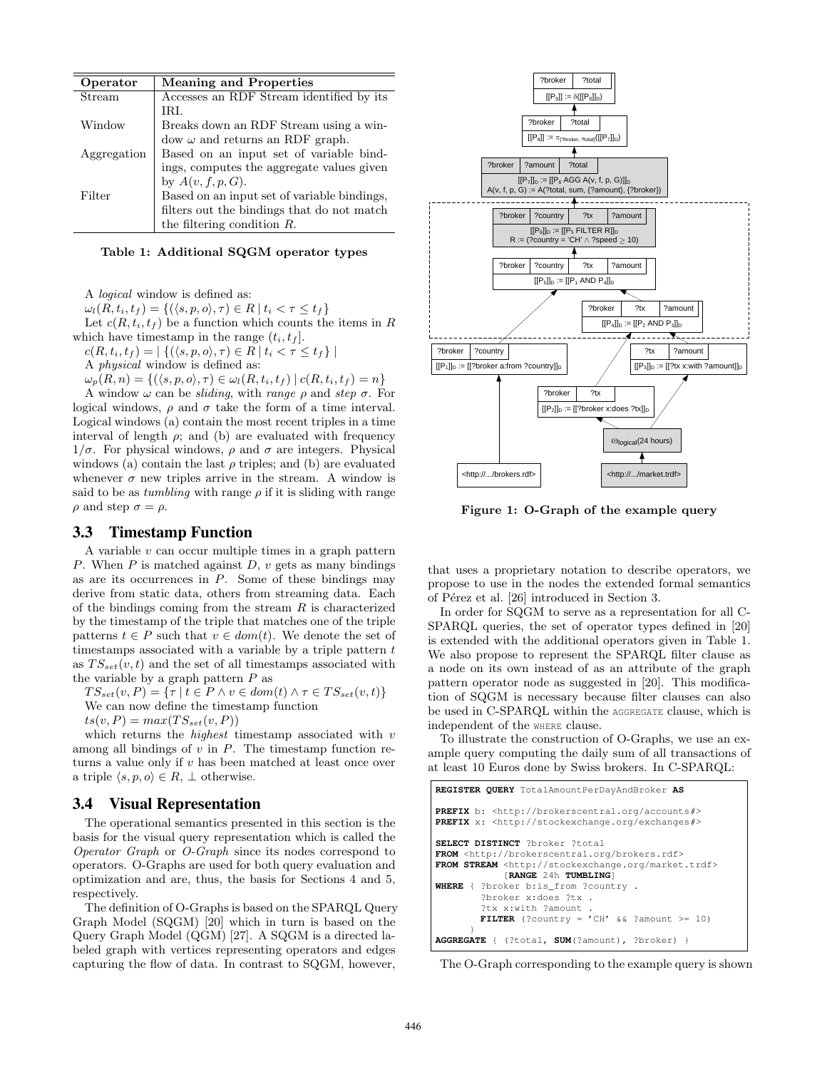| Operator | Meaning and Properties |
|---|---|
| Stream | Accesses an RDF Stream identified by its IRI. |
| Window | Breaks down an RDF Stream using a window $\omega$ and returns an RDF graph. |
| Aggregation | Based on an input set of variable bindings, computes the aggregate values given by $A(v, f, p, G)$. |
| Filter | Based on an input set of variable bindings, filters out the bindings that do not match the filtering condition $R$. |

**Table 1: Additional SQGM operator types**

A *logical* window is defined as:

$\omega_l(R, t_i, t_f) = \{(\langle s, p, o\rangle, \tau) \in R \mid t_i < \tau \leq t_f\}$

Let $c(R, t_i, t_f)$ be a function which counts the items in $R$ which have timestamp in the range $(t_i, t_f]$.

$c(R, t_i, t_f) = \mid \{(\langle s, p, o\rangle, \tau) \in R \mid t_i < \tau \leq t_f\} \mid$

A *physical* window is defined as:

$\omega_p(R, n) = \{(\langle s, p, o\rangle, \tau) \in \omega_l(R, t_i, t_f) \mid c(R, t_i, t_f) = n\}$

A window $\omega$ can be *sliding*, with *range* $\rho$ and *step* $\sigma$. For logical windows, $\rho$ and $\sigma$ take the form of a time interval. Logical windows (a) contain the most recent triples in a time interval of length $\rho$; and (b) are evaluated with frequency $1/\sigma$. For physical windows, $\rho$ and $\sigma$ are integers. Physical windows (a) contain the last $\rho$ triples; and (b) are evaluated whenever $\sigma$ new triples arrive in the stream. A window is said to be as *tumbling* with range $\rho$ if it is sliding with range $\rho$ and step $\sigma = \rho$.

## 3.3 Timestamp Function

A variable $v$ can occur multiple times in a graph pattern $P$. When $P$ is matched against $D$, $v$ gets as many bindings as are its occurrences in $P$. Some of these bindings may derive from static data, others from streaming data. Each of the bindings coming from the stream $R$ is characterized by the timestamp of the triple that matches one of the triple patterns $t \in P$ such that $v \in dom(t)$. We denote the set of timestamps associated with a variable by a triple pattern $t$ as $TS_{set}(v, t)$ and the set of all timestamps associated with the variable by a graph pattern $P$ as

$TS_{set}(v, P) = \{\tau \mid t \in P \wedge v \in dom(t) \wedge \tau \in TS_{set}(v, t)\}$

We can now define the timestamp function

$ts(v, P) = max(TS_{set}(v, P))$

which returns the *highest* timestamp associated with $v$ among all bindings of $v$ in $P$. The timestamp function returns a value only if $v$ has been matched at least once over a triple $\langle s, p, o\rangle \in R$, $\perp$ otherwise.

## 3.4 Visual Representation

The operational semantics presented in this section is the basis for the visual query representation which is called the *Operator Graph* or *O-Graph* since its nodes correspond to operators. O-Graphs are used for both query evaluation and optimization and are, thus, the basis for Sections 4 and 5, respectively.

The definition of O-Graphs is based on the SPARQL Query Graph Model (SQGM) [20] which in turn is based on the Query Graph Model (QGM) [27]. A SQGM is a directed labeled graph with vertices representing operators and edges capturing the flow of data. In contrast to SQGM, however, that uses a proprietary notation to describe operators, we propose to use in the nodes the extended formal semantics of Pérez et al. [26] introduced in Section 3.

**Figure 1: O-Graph of the example query**

In order for SQGM to serve as a representation for all C-SPARQL queries, the set of operator types defined in [20] is extended with the additional operators given in Table 1. We also propose to represent the SPARQL filter clause as a node on its own instead of as an attribute of the graph pattern operator node as suggested in [20]. This modification of SQGM is necessary because filter clauses can also be used in C-SPARQL within the AGGREGATE clause, which is independent of the WHERE clause.

To illustrate the construction of O-Graphs, we use an example query computing the daily sum of all transactions of at least 10 Euros done by Swiss brokers. In C-SPARQL:

```
REGISTER QUERY TotalAmountPerDayAndBroker AS

PREFIX b: <http://brokerscentral.org/accounts#>
PREFIX x: <http://stockexchange.org/exchanges#>

SELECT DISTINCT ?broker ?total
FROM <http://brokerscentral.org/brokers.rdf>
FROM STREAM <http://stockexchange.org/market.trdf>
            [RANGE 24h TUMBLING]
WHERE { ?broker b:is_from ?country .
        ?broker x:does ?tx .
        ?tx x:with ?amount .
        FILTER (?country = 'CH' && ?amount >= 10)
      }
AGGREGATE { (?total, SUM(?amount), ?broker) }
```

The O-Graph corresponding to the example query is shown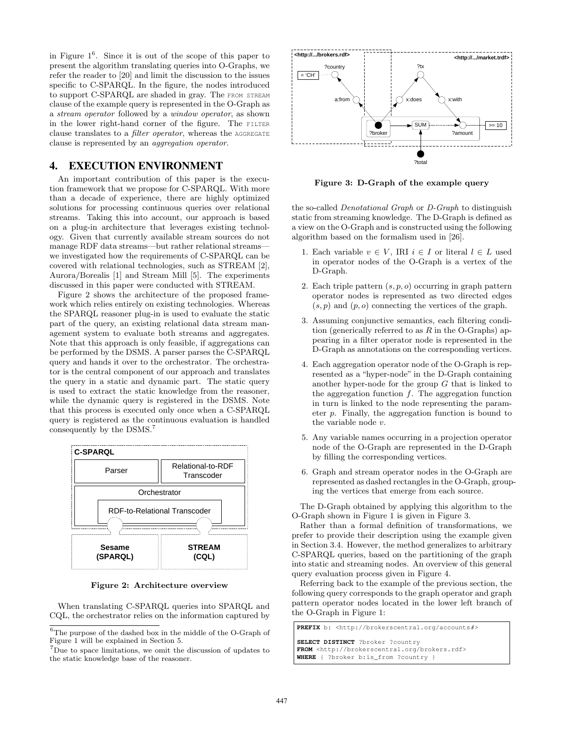in Figure 1[6]. Since it is out of the scope of this paper to present the algorithm translating queries into O-Graphs, we refer the reader to [20] and limit the discussion to the issues specific to C-SPARQL. In the figure, the nodes introduced to support C-SPARQL are shaded in gray. The FROM STREAM clause of the example query is represented in the O-Graph as a *stream operator* followed by a *window operator*, as shown in the lower right-hand corner of the figure. The FILTER clause translates to a *filter operator*, whereas the AGGREGATE clause is represented by an *aggregation operator*.

## 4. EXECUTION ENVIRONMENT

An important contribution of this paper is the execution framework that we propose for C-SPARQL. With more than a decade of experience, there are highly optimized solutions for processing continuous queries over relational streams. Taking this into account, our approach is based on a plug-in architecture that leverages existing technology. Given that currently available stream sources do not manage RDF data streams—but rather relational streams—we investigated how the requirements of C-SPARQL can be covered with relational technologies, such as STREAM [2], Aurora/Borealis [1] and Stream Mill [5]. The experiments discussed in this paper were conducted with STREAM.

Figure 2 shows the architecture of the proposed framework which relies entirely on existing technologies. Whereas the SPARQL reasoner plug-in is used to evaluate the static part of the query, an existing relational data stream management system to evaluate both streams and aggregates. Note that this approach is only feasible, if aggregations can be performed by the DSMS. A parser parses the C-SPARQL query and hands it over to the orchestrator. The orchestrator is the central component of our approach and translates the query in a static and dynamic part. The static query is used to extract the static knowledge from the reasoner, while the dynamic query is registered in the DSMS. Note that this process is executed only once when a C-SPARQL query is registered as the continuous evaluation is handled consequently by the DSMS.[7]

**Figure 2: Architecture overview**

When translating C-SPARQL queries into SPARQL and CQL, the orchestrator relies on the information captured by the so-called *Denotational Graph* or *D-Graph* to distinguish static from streaming knowledge. The D-Graph is defined as a view on the O-Graph and is constructed using the following algorithm based on the formalism used in [26].

1. Each variable $v \in V$, IRI $i \in I$ or literal $l \in L$ used in operator nodes of the O-Graph is a vertex of the D-Graph.
2. Each triple pattern $(s, p, o)$ occurring in graph pattern operator nodes is represented as two directed edges $(s, p)$ and $(p, o)$ connecting the vertices of the graph.
3. Assuming conjunctive semantics, each filtering condition (generically referred to as $R$ in the O-Graphs) appearing in a filter operator node is represented in the D-Graph as annotations on the corresponding vertices.
4. Each aggregation operator node of the O-Graph is represented as a "hyper-node" in the D-Graph containing another hyper-node for the group $G$ that is linked to the aggregation function $f$. The aggregation function in turn is linked to the node representing the parameter $p$. Finally, the aggregation function is bound to the variable node $v$.
5. Any variable names occurring in a projection operator node of the O-Graph are represented in the D-Graph by filling the corresponding vertices.
6. Graph and stream operator nodes in the O-Graph are represented as dashed rectangles in the O-Graph, grouping the vertices that emerge from each source.

**Figure 3: D-Graph of the example query**

The D-Graph obtained by applying this algorithm to the O-Graph shown in Figure 1 is given in Figure 3.

Rather than a formal definition of transformations, we prefer to provide their description using the example given in Section 3.4. However, the method generalizes to arbitrary C-SPARQL queries, based on the partitioning of the graph into static and streaming nodes. An overview of this general query evaluation process given in Figure 4.

Referring back to the example of the previous section, the following query corresponds to the graph operator and graph pattern operator nodes located in the lower left branch of the O-Graph in Figure 1:

```
PREFIX b: <http://brokerscentral.org/accounts#>

SELECT DISTINCT ?broker ?country
FROM <http://brokerscentral.org/brokers.rdf>
WHERE { ?broker b:is_from ?country }
```

[6] The purpose of the dashed box in the middle of the O-Graph of Figure 1 will be explained in Section 5.

[7] Due to space limitations, we omit the discussion of updates to the static knowledge base of the reasoner.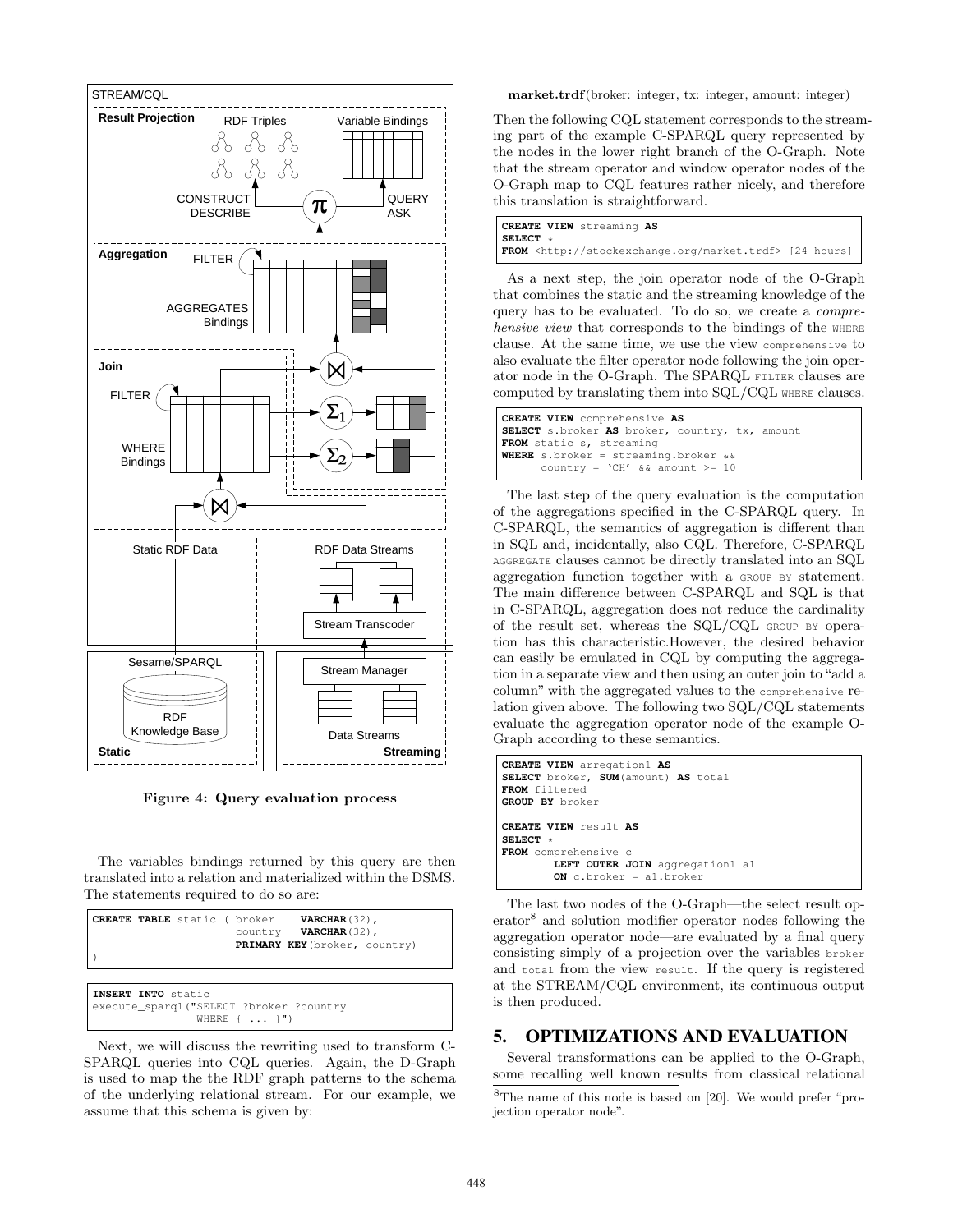Figure 4: Query evaluation process

The variables bindings returned by this query are then translated into a relation and materialized within the DSMS. The statements required to do so are:

```
CREATE TABLE static ( broker    VARCHAR(32),
                      country   VARCHAR(32),
                      PRIMARY KEY(broker, country)
)
```

```
INSERT INTO static
execute_sparql("SELECT ?broker ?country
               WHERE { ... }")
```

Next, we will discuss the rewriting used to transform C-SPARQL queries into CQL queries. Again, the D-Graph is used to map the the RDF graph patterns to the schema of the underlying relational stream. For our example, we assume that this schema is given by:

**market.trdf**(broker: integer, tx: integer, amount: integer)

Then the following CQL statement corresponds to the streaming part of the example C-SPARQL query represented by the nodes in the lower right branch of the O-Graph. Note that the stream operator and window operator nodes of the O-Graph map to CQL features rather nicely, and therefore this translation is straightforward.

```
CREATE VIEW streaming AS
SELECT *
FROM <http://stockexchange.org/market.trdf> [24 hours]
```

As a next step, the join operator node of the O-Graph that combines the static and the streaming knowledge of the query has to be evaluated. To do so, we create a *comprehensive view* that corresponds to the bindings of the WHERE clause. At the same time, we use the view comprehensive to also evaluate the filter operator node following the join operator node in the O-Graph. The SPARQL FILTER clauses are computed by translating them into SQL/CQL WHERE clauses.

```
CREATE VIEW comprehensive AS
SELECT s.broker AS broker, country, tx, amount
FROM static s, streaming
WHERE s.broker = streaming.broker &&
      country = 'CH' && amount >= 10
```

The last step of the query evaluation is the computation of the aggregations specified in the C-SPARQL query. In C-SPARQL, the semantics of aggregation is different than in SQL and, incidentally, also CQL. Therefore, C-SPARQL AGGREGATE clauses cannot be directly translated into an SQL aggregation function together with a GROUP BY statement. The main difference between C-SPARQL and SQL is that in C-SPARQL, aggregation does not reduce the cardinality of the result set, whereas the SQL/CQL GROUP BY operation has this characteristic.However, the desired behavior can easily be emulated in CQL by computing the aggregation in a separate view and then using an outer join to "add a column" with the aggregated values to the comprehensive relation given above. The following two SQL/CQL statements evaluate the aggregation operator node of the example O-Graph according to these semantics.

```
CREATE VIEW arregation1 AS
SELECT broker, SUM(amount) AS total
FROM filtered
GROUP BY broker

CREATE VIEW result AS
SELECT *
FROM comprehensive c
        LEFT OUTER JOIN aggregation1 a1
        ON c.broker = a1.broker
```

The last two nodes of the O-Graph—the select result operator[8] and solution modifier operator nodes following the aggregation operator node—are evaluated by a final query consisting simply of a projection over the variables broker and total from the view result. If the query is registered at the STREAM/CQL environment, its continuous output is then produced.

## 5. OPTIMIZATIONS AND EVALUATION

Several transformations can be applied to the O-Graph, some recalling well known results from classical relational

[8]The name of this node is based on [20]. We would prefer "projection operator node".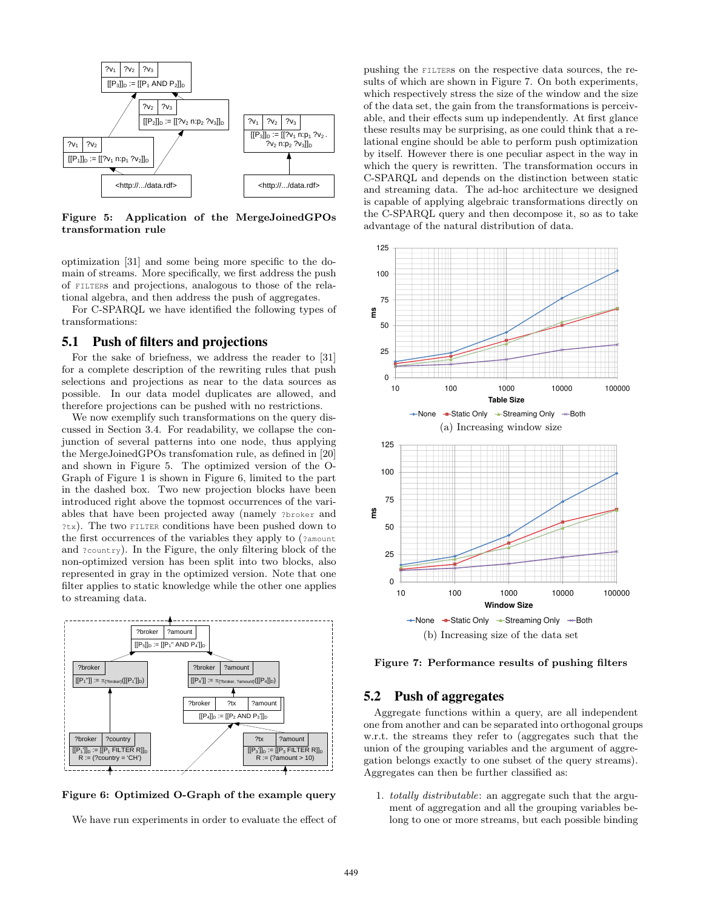Figure 5: Application of the MergeJoinedGPOs transformation rule

optimization [31] and some being more specific to the domain of streams. More specifically, we first address the push of FILTERs and projections, analogous to those of the relational algebra, and then address the push of aggregates.

For C-SPARQL we have identified the following types of transformations:

## 5.1 Push of filters and projections

For the sake of briefness, we address the reader to [31] for a complete description of the rewriting rules that push selections and projections as near to the data sources as possible. In our data model duplicates are allowed, and therefore projections can be pushed with no restrictions.

We now exemplify such transformations on the query discussed in Section 3.4. For readability, we collapse the conjunction of several patterns into one node, thus applying the MergeJoinedGPOs transfomation rule, as defined in [20] and shown in Figure 5. The optimized version of the O-Graph of Figure 1 is shown in Figure 6, limited to the part in the dashed box. Two new projection blocks have been introduced right above the topmost occurrences of the variables that have been projected away (namely ?broker and ?tx). The two FILTER conditions have been pushed down to the first occurrences of the variables they apply to (?amount and ?country). In the Figure, the only filtering block of the non-optimized version has been split into two blocks, also represented in gray in the optimized version. Note that one filter applies to static knowledge while the other one applies to streaming data.

Figure 6: Optimized O-Graph of the example query

We have run experiments in order to evaluate the effect of pushing the FILTERs on the respective data sources, the results of which are shown in Figure 7. On both experiments, which respectively stress the size of the window and the size of the data set, the gain from the transformations is perceivable, and their effects sum up independently. At first glance these results may be surprising, as one could think that a relational engine should be able to perform push optimization by itself. However there is one peculiar aspect in the way in which the query is rewritten. The transformation occurs in C-SPARQL and depends on the distinction between static and streaming data. The ad-hoc architecture we designed is capable of applying algebraic transformations directly on the C-SPARQL query and then decompose it, so as to take advantage of the natural distribution of data.

(a) Increasing window size

(b) Increasing size of the data set

Figure 7: Performance results of pushing filters

## 5.2 Push of aggregates

Aggregate functions within a query, are all independent one from another and can be separated into orthogonal groups w.r.t. the streams they refer to (aggregates such that the union of the grouping variables and the argument of aggregation belongs exactly to one subset of the query streams). Aggregates can then be further classified as:

1. *totally distributable*: an aggregate such that the argument of aggregation and all the grouping variables belong to one or more streams, but each possible binding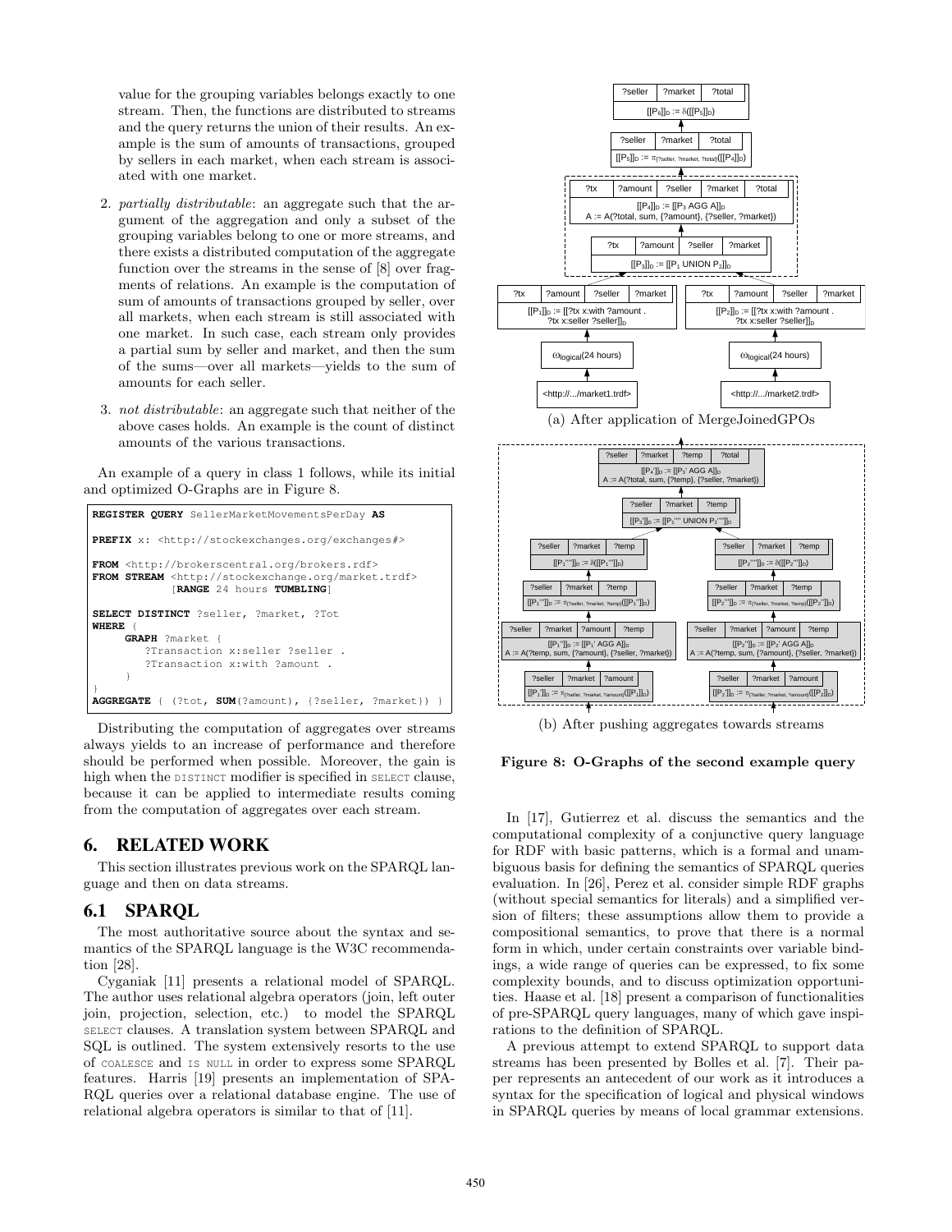value for the grouping variables belongs exactly to one stream. Then, the functions are distributed to streams and the query returns the union of their results. An example is the sum of amounts of transactions, grouped by sellers in each market, when each stream is associated with one market.

2. *partially distributable*: an aggregate such that the argument of the aggregation and only a subset of the grouping variables belong to one or more streams, and there exists a distributed computation of the aggregate function over the streams in the sense of [8] over fragments of relations. An example is the computation of sum of amounts of transactions grouped by seller, over all markets, when each stream is still associated with one market. In such case, each stream only provides a partial sum by seller and market, and then the sum of the sums—over all markets—yields to the sum of amounts for each seller.

3. *not distributable*: an aggregate such that neither of the above cases holds. An example is the count of distinct amounts of the various transactions.

An example of a query in class 1 follows, while its initial and optimized O-Graphs are in Figure 8.

```
REGISTER QUERY SellerMarketMovementsPerDay AS

PREFIX x: <http://stockexchanges.org/exchanges#>

FROM <http://brokerscentral.org/brokers.rdf>
FROM STREAM <http://stockexchange.org/market.trdf>
            [RANGE 24 hours TUMBLING]

SELECT DISTINCT ?seller, ?market, ?Tot
WHERE {
    GRAPH ?market {
        ?Transaction x:seller ?seller .
        ?Transaction x:with ?amount .
    }
}
AGGREGATE { (?tot, SUM(?amount), {?seller, ?market}) }
```

Distributing the computation of aggregates over streams always yields to an increase of performance and therefore should be performed when possible. Moreover, the gain is high when the DISTINCT modifier is specified in SELECT clause, because it can be applied to intermediate results coming from the computation of aggregates over each stream.

(a) After application of MergeJoinedGPOs

(b) After pushing aggregates towards streams

**Figure 8: O-Graphs of the second example query**

## 6. RELATED WORK

This section illustrates previous work on the SPARQL language and then on data streams.

## 6.1 SPARQL

The most authoritative source about the syntax and semantics of the SPARQL language is the W3C recommendation [28].

Cyganiak [11] presents a relational model of SPARQL. The author uses relational algebra operators (join, left outer join, projection, selection, etc.) to model the SPARQL SELECT clauses. A translation system between SPARQL and SQL is outlined. The system extensively resorts to the use of COALESCE and IS NULL in order to express some SPARQL features. Harris [19] presents an implementation of SPARQL queries over a relational database engine. The use of relational algebra operators is similar to that of [11].

In [17], Gutierrez et al. discuss the semantics and the computational complexity of a conjunctive query language for RDF with basic patterns, which is a formal and unambiguous basis for defining the semantics of SPARQL queries evaluation. In [26], Perez et al. consider simple RDF graphs (without special semantics for literals) and a simplified version of filters; these assumptions allow them to provide a compositional semantics, to prove that there is a normal form in which, under certain constraints over variable bindings, a wide range of queries can be expressed, to fix some complexity bounds, and to discuss optimization opportunities. Haase et al. [18] present a comparison of functionalities of pre-SPARQL query languages, many of which gave inspirations to the definition of SPARQL.

A previous attempt to extend SPARQL to support data streams has been presented by Bolles et al. [7]. Their paper represents an antecedent of our work as it introduces a syntax for the specification of logical and physical windows in SPARQL queries by means of local grammar extensions.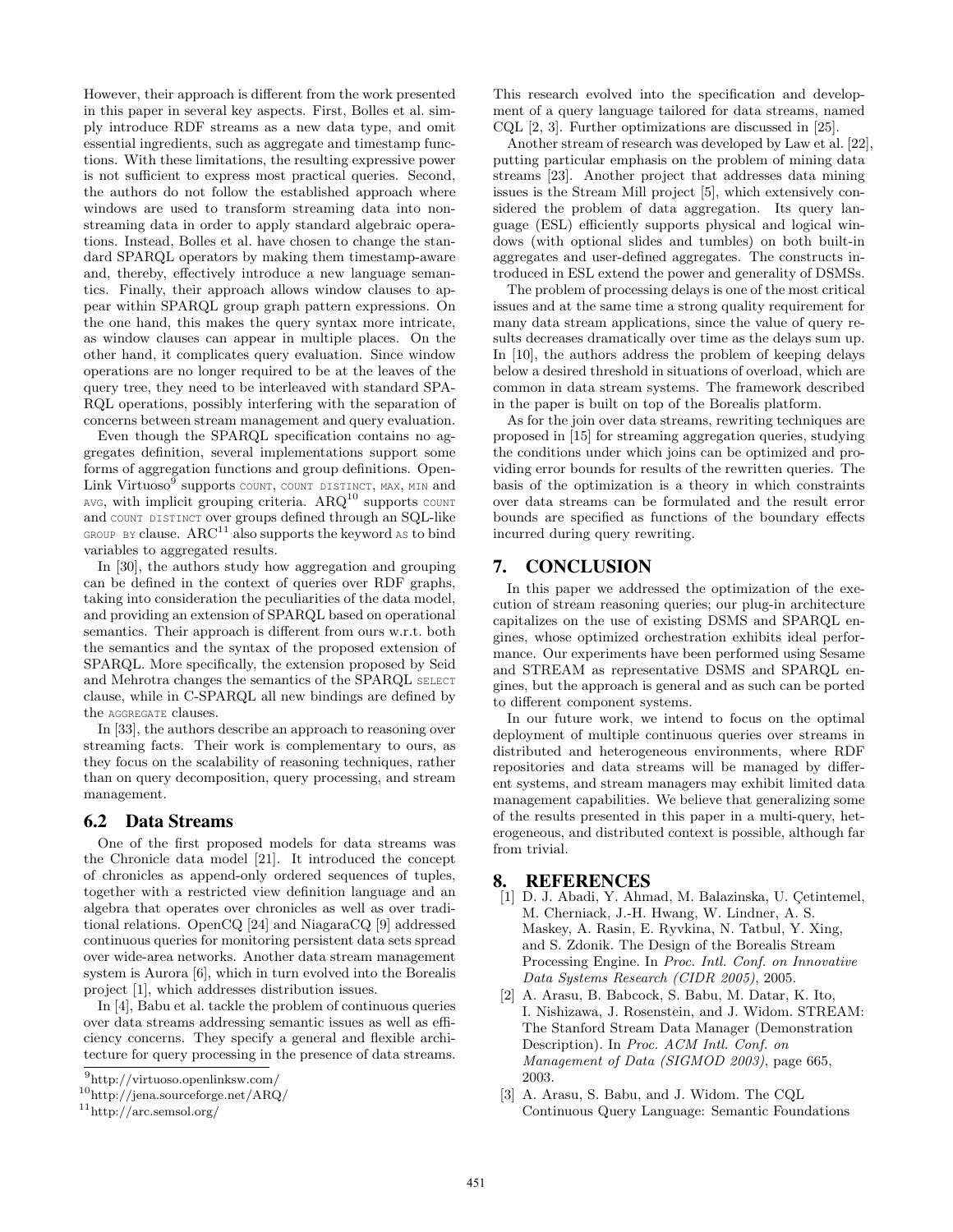However, their approach is different from the work presented in this paper in several key aspects. First, Bolles et al. simply introduce RDF streams as a new data type, and omit essential ingredients, such as aggregate and timestamp functions. With these limitations, the resulting expressive power is not sufficient to express most practical queries. Second, the authors do not follow the established approach where windows are used to transform streaming data into non-streaming data in order to apply standard algebraic operations. Instead, Bolles et al. have chosen to change the standard SPARQL operators by making them timestamp-aware and, thereby, effectively introduce a new language semantics. Finally, their approach allows window clauses to appear within SPARQL group graph pattern expressions. On the one hand, this makes the query syntax more intricate, as window clauses can appear in multiple places. On the other hand, it complicates query evaluation. Since window operations are no longer required to be at the leaves of the query tree, they need to be interleaved with standard SPARQL operations, possibly interfering with the separation of concerns between stream management and query evaluation.

Even though the SPARQL specification contains no aggregates definition, several implementations support some forms of aggregation functions and group definitions. OpenLink Virtuoso[9] supports COUNT, COUNT DISTINCT, MAX, MIN and AVG, with implicit grouping criteria. ARQ[10] supports COUNT and COUNT DISTINCT over groups defined through an SQL-like GROUP BY clause. ARC[11] also supports the keyword AS to bind variables to aggregated results.

In [30], the authors study how aggregation and grouping can be defined in the context of queries over RDF graphs, taking into consideration the peculiarities of the data model, and providing an extension of SPARQL based on operational semantics. Their approach is different from ours w.r.t. both the semantics and the syntax of the proposed extension of SPARQL. More specifically, the extension proposed by Seid and Mehrotra changes the semantics of the SPARQL SELECT clause, while in C-SPARQL all new bindings are defined by the AGGREGATE clauses.

In [33], the authors describe an approach to reasoning over streaming facts. Their work is complementary to ours, as they focus on the scalability of reasoning techniques, rather than on query decomposition, query processing, and stream management.

## 6.2 Data Streams

One of the first proposed models for data streams was the Chronicle data model [21]. It introduced the concept of chronicles as append-only ordered sequences of tuples, together with a restricted view definition language and an algebra that operates over chronicles as well as over traditional relations. OpenCQ [24] and NiagaraCQ [9] addressed continuous queries for monitoring persistent data sets spread over wide-area networks. Another data stream management system is Aurora [6], which in turn evolved into the Borealis project [1], which addresses distribution issues.

In [4], Babu et al. tackle the problem of continuous queries over data streams addressing semantic issues as well as efficiency concerns. They specify a general and flexible architecture for query processing in the presence of data streams. This research evolved into the specification and development of a query language tailored for data streams, named CQL [2, 3]. Further optimizations are discussed in [25].

Another stream of research was developed by Law et al. [22], putting particular emphasis on the problem of mining data streams [23]. Another project that addresses data mining issues is the Stream Mill project [5], which extensively considered the problem of data aggregation. Its query language (ESL) efficiently supports physical and logical windows (with optional slides and tumbles) on both built-in aggregates and user-defined aggregates. The constructs introduced in ESL extend the power and generality of DSMSs.

The problem of processing delays is one of the most critical issues and at the same time a strong quality requirement for many data stream applications, since the value of query results decreases dramatically over time as the delays sum up. In [10], the authors address the problem of keeping delays below a desired threshold in situations of overload, which are common in data stream systems. The framework described in the paper is built on top of the Borealis platform.

As for the join over data streams, rewriting techniques are proposed in [15] for streaming aggregation queries, studying the conditions under which joins can be optimized and providing error bounds for results of the rewritten queries. The basis of the optimization is a theory in which constraints over data streams can be formulated and the result error bounds are specified as functions of the boundary effects incurred during query rewriting.

# 7. CONCLUSION

In this paper we addressed the optimization of the execution of stream reasoning queries; our plug-in architecture capitalizes on the use of existing DSMS and SPARQL engines, whose optimized orchestration exhibits ideal performance. Our experiments have been performed using Sesame and STREAM as representative DSMS and SPARQL engines, but the approach is general and as such can be ported to different component systems.

In our future work, we intend to focus on the optimal deployment of multiple continuous queries over streams in distributed and heterogeneous environments, where RDF repositories and data streams will be managed by different systems, and stream managers may exhibit limited data management capabilities. We believe that generalizing some of the results presented in this paper in a multi-query, heterogeneous, and distributed context is possible, although far from trivial.

# 8. REFERENCES

[1] D. J. Abadi, Y. Ahmad, M. Balazinska, U. Çetintemel, M. Cherniack, J.-H. Hwang, W. Lindner, A. S. Maskey, A. Rasin, E. Ryvkina, N. Tatbul, Y. Xing, and S. Zdonik. The Design of the Borealis Stream Processing Engine. In *Proc. Intl. Conf. on Innovative Data Systems Research (CIDR 2005)*, 2005.

[2] A. Arasu, B. Babcock, S. Babu, M. Datar, K. Ito, I. Nishizawa, J. Rosenstein, and J. Widom. STREAM: The Stanford Stream Data Manager (Demonstration Description). In *Proc. ACM Intl. Conf. on Management of Data (SIGMOD 2003)*, page 665, 2003.

[3] A. Arasu, S. Babu, and J. Widom. The CQL Continuous Query Language: Semantic Foundations

---

[9] http://virtuoso.openlinksw.com/

[10] http://jena.sourceforge.net/ARQ/

[11] http://arc.semsol.org/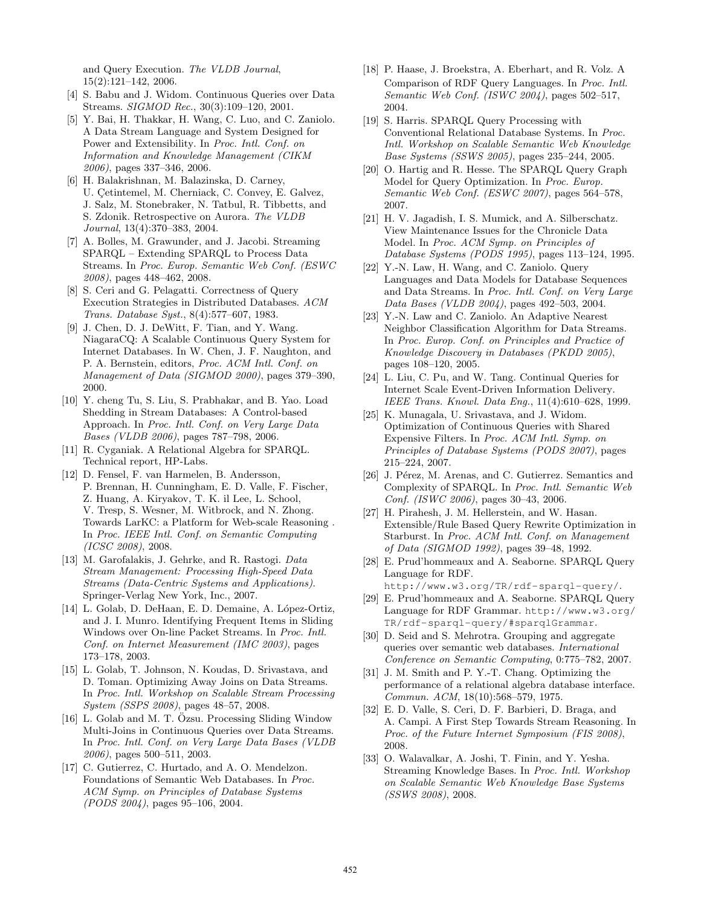and Query Execution. *The VLDB Journal*, 15(2):121–142, 2006.

[4] S. Babu and J. Widom. Continuous Queries over Data Streams. *SIGMOD Rec.*, 30(3):109–120, 2001.

[5] Y. Bai, H. Thakkar, H. Wang, C. Luo, and C. Zaniolo. A Data Stream Language and System Designed for Power and Extensibility. In *Proc. Intl. Conf. on Information and Knowledge Management (CIKM 2006)*, pages 337–346, 2006.

[6] H. Balakrishnan, M. Balazinska, D. Carney, U. Çetintemel, M. Cherniack, C. Convey, E. Galvez, J. Salz, M. Stonebraker, N. Tatbul, R. Tibbetts, and S. Zdonik. Retrospective on Aurora. *The VLDB Journal*, 13(4):370–383, 2004.

[7] A. Bolles, M. Grawunder, and J. Jacobi. Streaming SPARQL – Extending SPARQL to Process Data Streams. In *Proc. Europ. Semantic Web Conf. (ESWC 2008)*, pages 448–462, 2008.

[8] S. Ceri and G. Pelagatti. Correctness of Query Execution Strategies in Distributed Databases. *ACM Trans. Database Syst.*, 8(4):577–607, 1983.

[9] J. Chen, D. J. DeWitt, F. Tian, and Y. Wang. NiagaraCQ: A Scalable Continuous Query System for Internet Databases. In W. Chen, J. F. Naughton, and P. A. Bernstein, editors, *Proc. ACM Intl. Conf. on Management of Data (SIGMOD 2000)*, pages 379–390, 2000.

[10] Y. cheng Tu, S. Liu, S. Prabhakar, and B. Yao. Load Shedding in Stream Databases: A Control-based Approach. In *Proc. Intl. Conf. on Very Large Data Bases (VLDB 2006)*, pages 787–798, 2006.

[11] R. Cyganiak. A Relational Algebra for SPARQL. Technical report, HP-Labs.

[12] D. Fensel, F. van Harmelen, B. Andersson, P. Brennan, H. Cunningham, E. D. Valle, F. Fischer, Z. Huang, A. Kiryakov, T. K. il Lee, L. School, V. Tresp, S. Wesner, M. Witbrock, and N. Zhong. Towards LarKC: a Platform for Web-scale Reasoning . In *Proc. IEEE Intl. Conf. on Semantic Computing (ICSC 2008)*, 2008.

[13] M. Garofalakis, J. Gehrke, and R. Rastogi. *Data Stream Management: Processing High-Speed Data Streams (Data-Centric Systems and Applications)*. Springer-Verlag New York, Inc., 2007.

[14] L. Golab, D. DeHaan, E. D. Demaine, A. López-Ortiz, and J. I. Munro. Identifying Frequent Items in Sliding Windows over On-line Packet Streams. In *Proc. Intl. Conf. on Internet Measurement (IMC 2003)*, pages 173–178, 2003.

[15] L. Golab, T. Johnson, N. Koudas, D. Srivastava, and D. Toman. Optimizing Away Joins on Data Streams. In *Proc. Intl. Workshop on Scalable Stream Processing System (SSPS 2008)*, pages 48–57, 2008.

[16] L. Golab and M. T. Özsu. Processing Sliding Window Multi-Joins in Continuous Queries over Data Streams. In *Proc. Intl. Conf. on Very Large Data Bases (VLDB 2006)*, pages 500–511, 2003.

[17] C. Gutierrez, C. Hurtado, and A. O. Mendelzon. Foundations of Semantic Web Databases. In *Proc. ACM Symp. on Principles of Database Systems (PODS 2004)*, pages 95–106, 2004.

[18] P. Haase, J. Broekstra, A. Eberhart, and R. Volz. A Comparison of RDF Query Languages. In *Proc. Intl. Semantic Web Conf. (ISWC 2004)*, pages 502–517, 2004.

[19] S. Harris. SPARQL Query Processing with Conventional Relational Database Systems. In *Proc. Intl. Workshop on Scalable Semantic Web Knowledge Base Systems (SSWS 2005)*, pages 235–244, 2005.

[20] O. Hartig and R. Hesse. The SPARQL Query Graph Model for Query Optimization. In *Proc. Europ. Semantic Web Conf. (ESWC 2007)*, pages 564–578, 2007.

[21] H. V. Jagadish, I. S. Mumick, and A. Silberschatz. View Maintenance Issues for the Chronicle Data Model. In *Proc. ACM Symp. on Principles of Database Systems (PODS 1995)*, pages 113–124, 1995.

[22] Y.-N. Law, H. Wang, and C. Zaniolo. Query Languages and Data Models for Database Sequences and Data Streams. In *Proc. Intl. Conf. on Very Large Data Bases (VLDB 2004)*, pages 492–503, 2004.

[23] Y.-N. Law and C. Zaniolo. An Adaptive Nearest Neighbor Classification Algorithm for Data Streams. In *Proc. Europ. Conf. on Principles and Practice of Knowledge Discovery in Databases (PKDD 2005)*, pages 108–120, 2005.

[24] L. Liu, C. Pu, and W. Tang. Continual Queries for Internet Scale Event-Driven Information Delivery. *IEEE Trans. Knowl. Data Eng.*, 11(4):610–628, 1999.

[25] K. Munagala, U. Srivastava, and J. Widom. Optimization of Continuous Queries with Shared Expensive Filters. In *Proc. ACM Intl. Symp. on Principles of Database Systems (PODS 2007)*, pages 215–224, 2007.

[26] J. Pérez, M. Arenas, and C. Gutierrez. Semantics and Complexity of SPARQL. In *Proc. Intl. Semantic Web Conf. (ISWC 2006)*, pages 30–43, 2006.

[27] H. Pirahesh, J. M. Hellerstein, and W. Hasan. Extensible/Rule Based Query Rewrite Optimization in Starburst. In *Proc. ACM Intl. Conf. on Management of Data (SIGMOD 1992)*, pages 39–48, 1992.

[28] E. Prud'hommeaux and A. Seaborne. SPARQL Query Language for RDF. http://www.w3.org/TR/rdf-sparql-query/.

[29] E. Prud'hommeaux and A. Seaborne. SPARQL Query Language for RDF Grammar. http://www.w3.org/TR/rdf-sparql-query/#sparqlGrammar.

[30] D. Seid and S. Mehrotra. Grouping and aggregate queries over semantic web databases. *International Conference on Semantic Computing*, 0:775–782, 2007.

[31] J. M. Smith and P. Y.-T. Chang. Optimizing the performance of a relational algebra database interface. *Commun. ACM*, 18(10):568–579, 1975.

[32] E. D. Valle, S. Ceri, D. F. Barbieri, D. Braga, and A. Campi. A First Step Towards Stream Reasoning. In *Proc. of the Future Internet Symposium (FIS 2008)*, 2008.

[33] O. Walavalkar, A. Joshi, T. Finin, and Y. Yesha. Streaming Knowledge Bases. In *Proc. Intl. Workshop on Scalable Semantic Web Knowledge Base Systems (SSWS 2008)*, 2008.